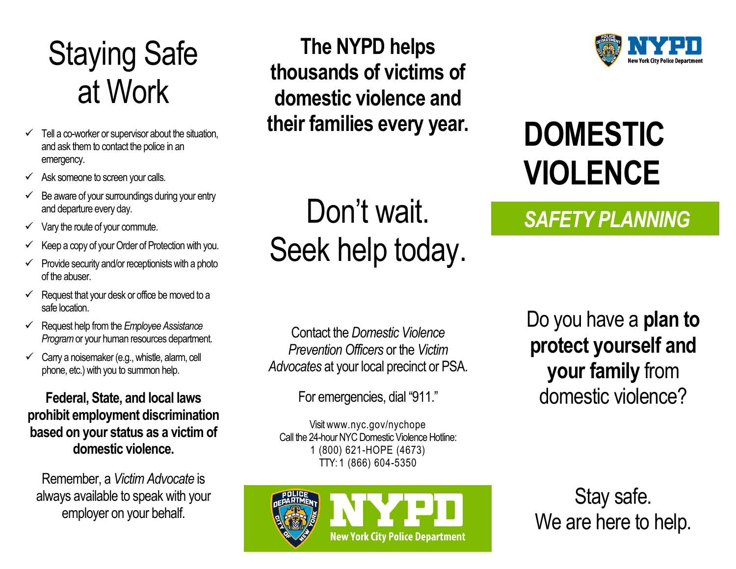# Staying Safe at Work

- Tell a co-worker or supervisor about the situation, and ask them to contact the police in an emergency.
- Ask someone to screen your calls.
- Be aware of your surroundings during your entry and departure every day.
- Vary the route of your commute.
- Keep a copy of your Order of Protection with you.
- Provide security and/or receptionists with a photo of the abuser.
- Request that your desk or office be moved to a safe location.
- Request help from the *Employee Assistance Program* or your human resources department.
- Carry a noisemaker (e.g., whistle, alarm, cell phone, etc.) with you to summon help.

**Federal, State, and local laws prohibit employment discrimination based on your status as a victim of domestic violence.**

Remember, a *Victim Advocate* is always available to speak with your employer on your behalf.

**The NYPD helps thousands of victims of domestic violence and their families every year.**

Don't wait.
Seek help today.

Contact the *Domestic Violence Prevention Officers* or the *Victim Advocates* at your local precinct or PSA.

For emergencies, dial "911."

Visit www.nyc.gov/nychope
Call the 24-hour NYC Domestic Violence Hotline:
1 (800) 621-HOPE (4673)
TTY: 1 (866) 604-5350

NYPD
New York City Police Department

NYPD
New York City Police Department

# DOMESTIC VIOLENCE

## *SAFETY PLANNING*

Do you have a **plan to protect yourself and your family** from domestic violence?

Stay safe.
We are here to help.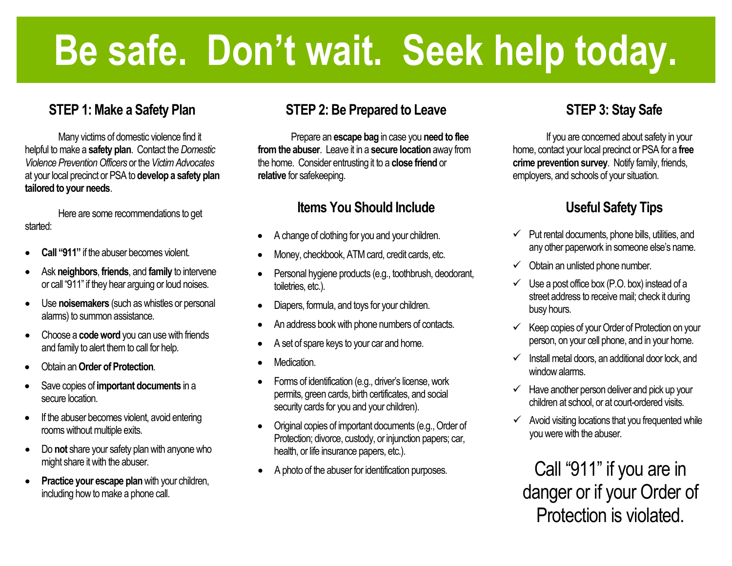# Be safe. Don't wait. Seek help today.

## STEP 1: Make a Safety Plan

Many victims of domestic violence find it helpful to make a **safety plan**. Contact the *Domestic Violence Prevention Officers* or the *Victim Advocates* at your local precinct or PSA to **develop a safety plan tailored to your needs**.

Here are some recommendations to get started:

- **Call "911"** if the abuser becomes violent.
- Ask **neighbors**, **friends**, and **family** to intervene or call "911" if they hear arguing or loud noises.
- Use **noisemakers** (such as whistles or personal alarms) to summon assistance.
- Choose a **code word** you can use with friends and family to alert them to call for help.
- Obtain an **Order of Protection**.
- Save copies of **important documents** in a secure location.
- If the abuser becomes violent, avoid entering rooms without multiple exits.
- Do **not** share your safety plan with anyone who might share it with the abuser.
- **Practice your escape plan** with your children, including how to make a phone call.

## STEP 2: Be Prepared to Leave

Prepare an **escape bag** in case you **need to flee from the abuser**. Leave it in a **secure location** away from the home. Consider entrusting it to a **close friend** or **relative** for safekeeping.

### Items You Should Include

- A change of clothing for you and your children.
- Money, checkbook, ATM card, credit cards, etc.
- Personal hygiene products (e.g., toothbrush, deodorant, toiletries, etc.).
- Diapers, formula, and toys for your children.
- An address book with phone numbers of contacts.
- A set of spare keys to your car and home.
- Medication.
- Forms of identification (e.g., driver's license, work permits, green cards, birth certificates, and social security cards for you and your children).
- Original copies of important documents (e.g., Order of Protection; divorce, custody, or injunction papers; car, health, or life insurance papers, etc.).
- A photo of the abuser for identification purposes.

## STEP 3: Stay Safe

If you are concerned about safety in your home, contact your local precinct or PSA for a **free crime prevention survey**. Notify family, friends, employers, and schools of your situation.

### Useful Safety Tips

- ✓ Put rental documents, phone bills, utilities, and any other paperwork in someone else's name.
- ✓ Obtain an unlisted phone number.
- ✓ Use a post office box (P.O. box) instead of a street address to receive mail; check it during busy hours.
- ✓ Keep copies of your Order of Protection on your person, on your cell phone, and in your home.
- ✓ Install metal doors, an additional door lock, and window alarms.
- ✓ Have another person deliver and pick up your children at school, or at court-ordered visits.
- ✓ Avoid visiting locations that you frequented while you were with the abuser.

Call "911" if you are in danger or if your Order of Protection is violated.